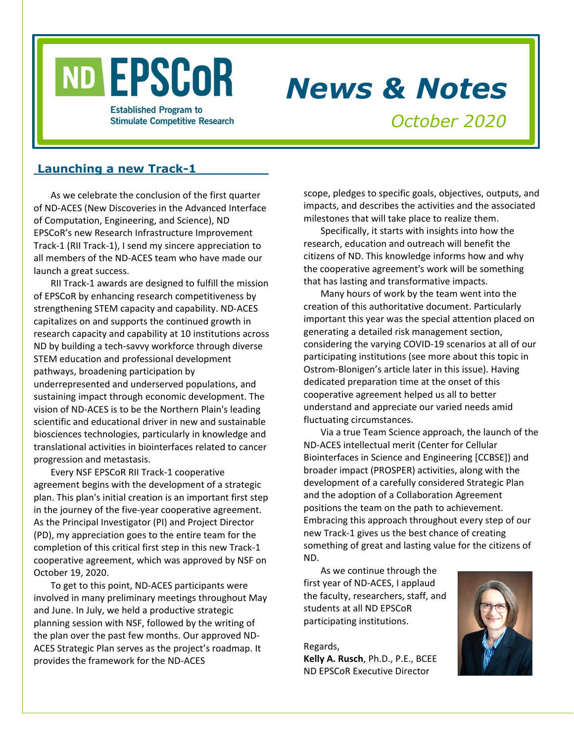# ND EPSCoR

Established Program to Stimulate Competitive Research

# News & Notes

*October 2020*

## Launching a new Track-1

As we celebrate the conclusion of the first quarter of ND-ACES (New Discoveries in the Advanced Interface of Computation, Engineering, and Science), ND EPSCoR's new Research Infrastructure Improvement Track-1 (RII Track-1), I send my sincere appreciation to all members of the ND-ACES team who have made our launch a great success.

RII Track-1 awards are designed to fulfill the mission of EPSCoR by enhancing research competitiveness by strengthening STEM capacity and capability. ND-ACES capitalizes on and supports the continued growth in research capacity and capability at 10 institutions across ND by building a tech-savvy workforce through diverse STEM education and professional development pathways, broadening participation by underrepresented and underserved populations, and sustaining impact through economic development. The vision of ND-ACES is to be the Northern Plain's leading scientific and educational driver in new and sustainable biosciences technologies, particularly in knowledge and translational activities in biointerfaces related to cancer progression and metastasis.

Every NSF EPSCoR RII Track-1 cooperative agreement begins with the development of a strategic plan. This plan's initial creation is an important first step in the journey of the five-year cooperative agreement. As the Principal Investigator (PI) and Project Director (PD), my appreciation goes to the entire team for the completion of this critical first step in this new Track-1 cooperative agreement, which was approved by NSF on October 19, 2020.

To get to this point, ND-ACES participants were involved in many preliminary meetings throughout May and June. In July, we held a productive strategic planning session with NSF, followed by the writing of the plan over the past few months. Our approved ND-ACES Strategic Plan serves as the project's roadmap. It provides the framework for the ND-ACES scope, pledges to specific goals, objectives, outputs, and impacts, and describes the activities and the associated milestones that will take place to realize them.

Specifically, it starts with insights into how the research, education and outreach will benefit the citizens of ND. This knowledge informs how and why the cooperative agreement's work will be something that has lasting and transformative impacts.

Many hours of work by the team went into the creation of this authoritative document. Particularly important this year was the special attention placed on generating a detailed risk management section, considering the varying COVID-19 scenarios at all of our participating institutions (see more about this topic in Ostrom-Blonigen's article later in this issue). Having dedicated preparation time at the onset of this cooperative agreement helped us all to better understand and appreciate our varied needs amid fluctuating circumstances.

Via a true Team Science approach, the launch of the ND-ACES intellectual merit (Center for Cellular Biointerfaces in Science and Engineering [CCBSE]) and broader impact (PROSPER) activities, along with the development of a carefully considered Strategic Plan and the adoption of a Collaboration Agreement positions the team on the path to achievement. Embracing this approach throughout every step of our new Track-1 gives us the best chance of creating something of great and lasting value for the citizens of ND.

As we continue through the first year of ND-ACES, I applaud the faculty, researchers, staff, and students at all ND EPSCoR participating institutions.

Regards,
**Kelly A. Rusch**, Ph.D., P.E., BCEE
ND EPSCoR Executive Director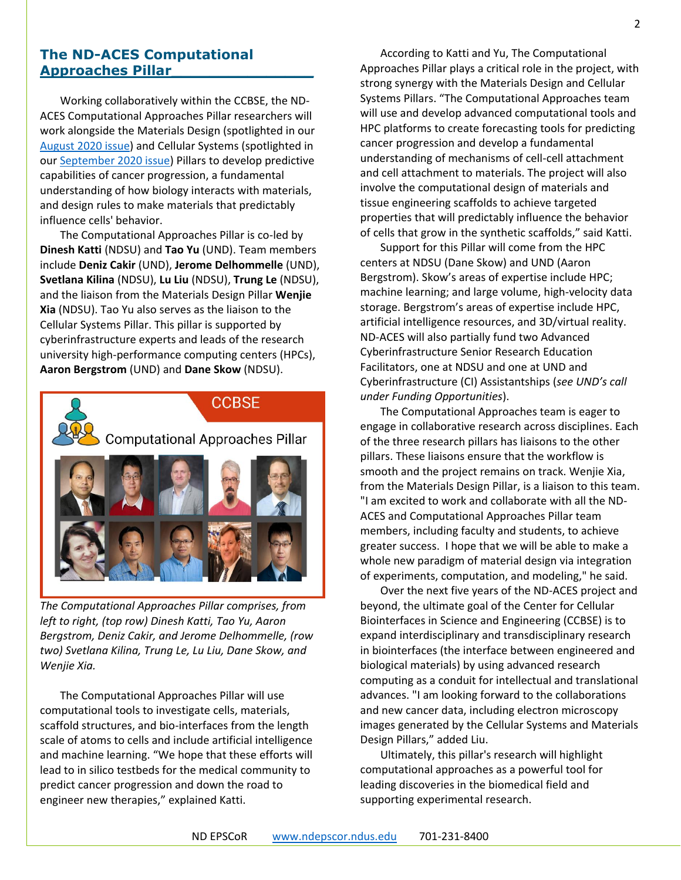## The ND-ACES Computational Approaches Pillar

Working collaboratively within the CCBSE, the ND-ACES Computational Approaches Pillar researchers will work alongside the Materials Design (spotlighted in our August 2020 issue) and Cellular Systems (spotlighted in our September 2020 issue) Pillars to develop predictive capabilities of cancer progression, a fundamental understanding of how biology interacts with materials, and design rules to make materials that predictably influence cells' behavior.

The Computational Approaches Pillar is co-led by **Dinesh Katti** (NDSU) and **Tao Yu** (UND). Team members include **Deniz Cakir** (UND), **Jerome Delhommelle** (UND), **Svetlana Kilina** (NDSU), **Lu Liu** (NDSU), **Trung Le** (NDSU), and the liaison from the Materials Design Pillar **Wenjie Xia** (NDSU). Tao Yu also serves as the liaison to the Cellular Systems Pillar. This pillar is supported by cyberinfrastructure experts and leads of the research university high-performance computing centers (HPCs), **Aaron Bergstrom** (UND) and **Dane Skow** (NDSU).

CCBSE

Computational Approaches Pillar

*The Computational Approaches Pillar comprises, from left to right, (top row) Dinesh Katti, Tao Yu, Aaron Bergstrom, Deniz Cakir, and Jerome Delhommelle, (row two) Svetlana Kilina, Trung Le, Lu Liu, Dane Skow, and Wenjie Xia.*

The Computational Approaches Pillar will use computational tools to investigate cells, materials, scaffold structures, and bio-interfaces from the length scale of atoms to cells and include artificial intelligence and machine learning. "We hope that these efforts will lead to in silico testbeds for the medical community to predict cancer progression and down the road to engineer new therapies," explained Katti.

According to Katti and Yu, The Computational Approaches Pillar plays a critical role in the project, with strong synergy with the Materials Design and Cellular Systems Pillars. "The Computational Approaches team will use and develop advanced computational tools and HPC platforms to create forecasting tools for predicting cancer progression and develop a fundamental understanding of mechanisms of cell-cell attachment and cell attachment to materials. The project will also involve the computational design of materials and tissue engineering scaffolds to achieve targeted properties that will predictably influence the behavior of cells that grow in the synthetic scaffolds," said Katti.

Support for this Pillar will come from the HPC centers at NDSU (Dane Skow) and UND (Aaron Bergstrom). Skow's areas of expertise include HPC; machine learning; and large volume, high-velocity data storage. Bergstrom's areas of expertise include HPC, artificial intelligence resources, and 3D/virtual reality. ND-ACES will also partially fund two Advanced Cyberinfrastructure Senior Research Education Facilitators, one at NDSU and one at UND and Cyberinfrastructure (CI) Assistantships (*see UND's call under Funding Opportunities*).

The Computational Approaches team is eager to engage in collaborative research across disciplines. Each of the three research pillars has liaisons to the other pillars. These liaisons ensure that the workflow is smooth and the project remains on track. Wenjie Xia, from the Materials Design Pillar, is a liaison to this team. "I am excited to work and collaborate with all the ND-ACES and Computational Approaches Pillar team members, including faculty and students, to achieve greater success. I hope that we will be able to make a whole new paradigm of material design via integration of experiments, computation, and modeling," he said.

Over the next five years of the ND-ACES project and beyond, the ultimate goal of the Center for Cellular Biointerfaces in Science and Engineering (CCBSE) is to expand interdisciplinary and transdisciplinary research in biointerfaces (the interface between engineered and biological materials) by using advanced research computing as a conduit for intellectual and translational advances. "I am looking forward to the collaborations and new cancer data, including electron microscopy images generated by the Cellular Systems and Materials Design Pillars," added Liu.

Ultimately, this pillar's research will highlight computational approaches as a powerful tool for leading discoveries in the biomedical field and supporting experimental research.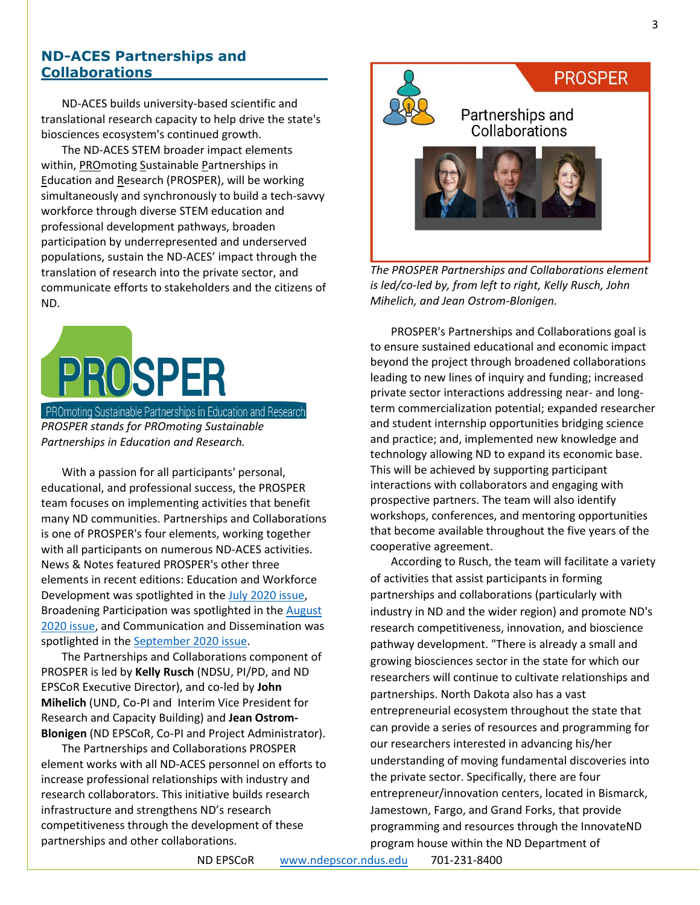## ND-ACES Partnerships and Collaborations

ND-ACES builds university-based scientific and translational research capacity to help drive the state's biosciences ecosystem's continued growth.

The ND-ACES STEM broader impact elements within, PROmoting Sustainable Partnerships in Education and Research (PROSPER), will be working simultaneously and synchronously to build a tech-savvy workforce through diverse STEM education and professional development pathways, broaden participation by underrepresented and underserved populations, sustain the ND-ACES' impact through the translation of research into the private sector, and communicate efforts to stakeholders and the citizens of ND.

PROSPER

PROmoting Sustainable Partnerships in Education and Research

*PROSPER stands for PROmoting Sustainable Partnerships in Education and Research.*

With a passion for all participants' personal, educational, and professional success, the PROSPER team focuses on implementing activities that benefit many ND communities. Partnerships and Collaborations is one of PROSPER's four elements, working together with all participants on numerous ND-ACES activities. News & Notes featured PROSPER's other three elements in recent editions: Education and Workforce Development was spotlighted in the July 2020 issue, Broadening Participation was spotlighted in the August 2020 issue, and Communication and Dissemination was spotlighted in the September 2020 issue.

The Partnerships and Collaborations component of PROSPER is led by **Kelly Rusch** (NDSU, PI/PD, and ND EPSCoR Executive Director), and co-led by **John Mihelich** (UND, Co-PI and Interim Vice President for Research and Capacity Building) and **Jean Ostrom-Blonigen** (ND EPSCoR, Co-PI and Project Administrator).

The Partnerships and Collaborations PROSPER element works with all ND-ACES personnel on efforts to increase professional relationships with industry and research collaborators. This initiative builds research infrastructure and strengthens ND's research competitiveness through the development of these partnerships and other collaborations.

PROSPER

Partnerships and Collaborations

*The PROSPER Partnerships and Collaborations element is led/co-led by, from left to right, Kelly Rusch, John Mihelich, and Jean Ostrom-Blonigen.*

PROSPER's Partnerships and Collaborations goal is to ensure sustained educational and economic impact beyond the project through broadened collaborations leading to new lines of inquiry and funding; increased private sector interactions addressing near- and long-term commercialization potential; expanded researcher and student internship opportunities bridging science and practice; and, implemented new knowledge and technology allowing ND to expand its economic base. This will be achieved by supporting participant interactions with collaborators and engaging with prospective partners. The team will also identify workshops, conferences, and mentoring opportunities that become available throughout the five years of the cooperative agreement.

According to Rusch, the team will facilitate a variety of activities that assist participants in forming partnerships and collaborations (particularly with industry in ND and the wider region) and promote ND's research competitiveness, innovation, and bioscience pathway development. "There is already a small and growing biosciences sector in the state for which our researchers will continue to cultivate relationships and partnerships. North Dakota also has a vast entrepreneurial ecosystem throughout the state that can provide a series of resources and programming for our researchers interested in advancing his/her understanding of moving fundamental discoveries into the private sector. Specifically, there are four entrepreneur/innovation centers, located in Bismarck, Jamestown, Fargo, and Grand Forks, that provide programming and resources through the InnovateND program house within the ND Department of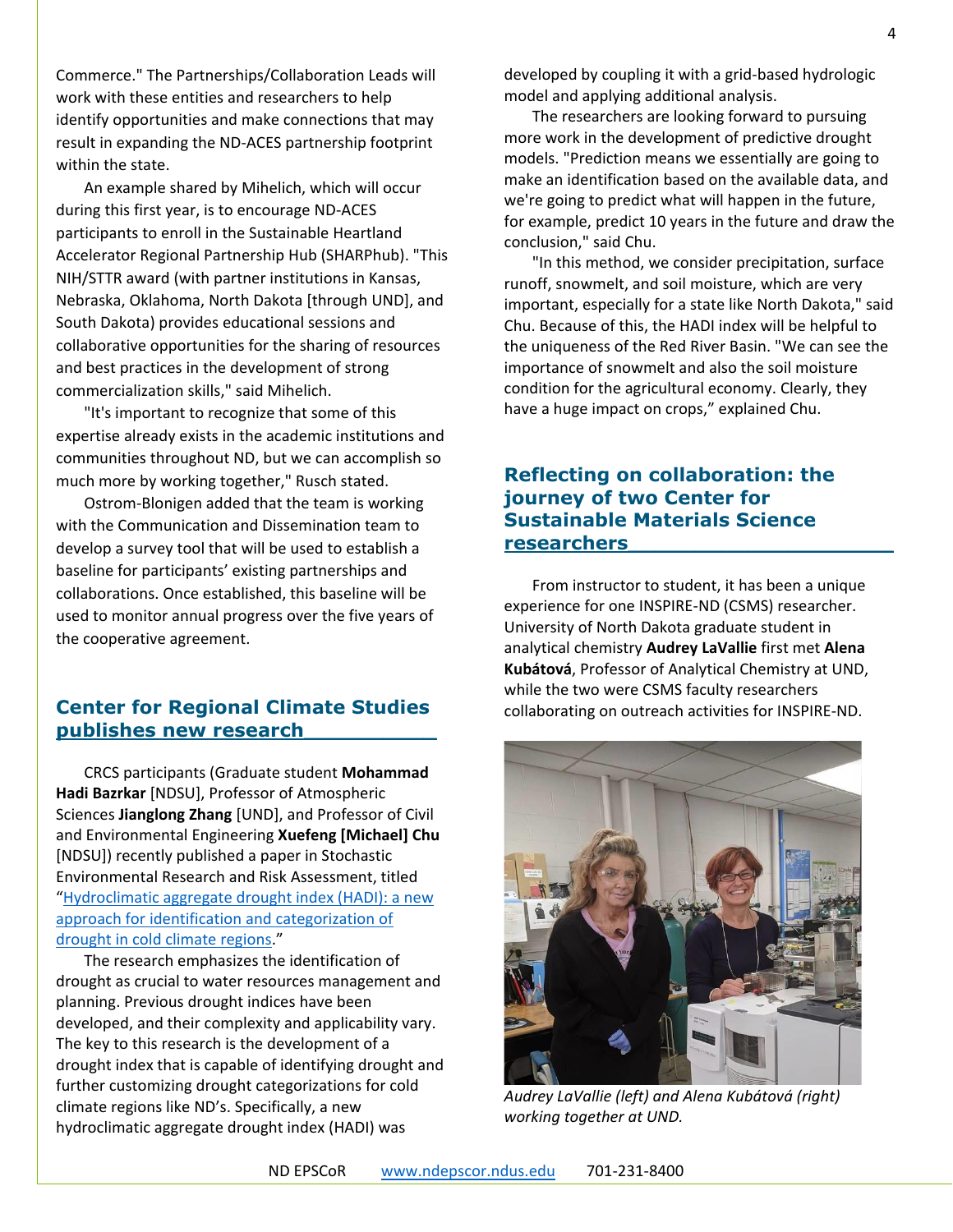Commerce." The Partnerships/Collaboration Leads will work with these entities and researchers to help identify opportunities and make connections that may result in expanding the ND-ACES partnership footprint within the state.

An example shared by Mihelich, which will occur during this first year, is to encourage ND-ACES participants to enroll in the Sustainable Heartland Accelerator Regional Partnership Hub (SHARPhub). "This NIH/STTR award (with partner institutions in Kansas, Nebraska, Oklahoma, North Dakota [through UND], and South Dakota) provides educational sessions and collaborative opportunities for the sharing of resources and best practices in the development of strong commercialization skills," said Mihelich.

"It's important to recognize that some of this expertise already exists in the academic institutions and communities throughout ND, but we can accomplish so much more by working together," Rusch stated.

Ostrom-Blonigen added that the team is working with the Communication and Dissemination team to develop a survey tool that will be used to establish a baseline for participants' existing partnerships and collaborations. Once established, this baseline will be used to monitor annual progress over the five years of the cooperative agreement.

## Center for Regional Climate Studies publishes new research

CRCS participants (Graduate student **Mohammad Hadi Bazrkar** [NDSU], Professor of Atmospheric Sciences **Jianglong Zhang** [UND], and Professor of Civil and Environmental Engineering **Xuefeng [Michael] Chu** [NDSU]) recently published a paper in Stochastic Environmental Research and Risk Assessment, titled "Hydroclimatic aggregate drought index (HADI): a new approach for identification and categorization of drought in cold climate regions."

The research emphasizes the identification of drought as crucial to water resources management and planning. Previous drought indices have been developed, and their complexity and applicability vary. The key to this research is the development of a drought index that is capable of identifying drought and further customizing drought categorizations for cold climate regions like ND's. Specifically, a new hydroclimatic aggregate drought index (HADI) was developed by coupling it with a grid-based hydrologic model and applying additional analysis.

The researchers are looking forward to pursuing more work in the development of predictive drought models. "Prediction means we essentially are going to make an identification based on the available data, and we're going to predict what will happen in the future, for example, predict 10 years in the future and draw the conclusion," said Chu.

"In this method, we consider precipitation, surface runoff, snowmelt, and soil moisture, which are very important, especially for a state like North Dakota," said Chu. Because of this, the HADI index will be helpful to the uniqueness of the Red River Basin. "We can see the importance of snowmelt and also the soil moisture condition for the agricultural economy. Clearly, they have a huge impact on crops," explained Chu.

## Reflecting on collaboration: the journey of two Center for Sustainable Materials Science researchers

From instructor to student, it has been a unique experience for one INSPIRE-ND (CSMS) researcher. University of North Dakota graduate student in analytical chemistry **Audrey LaVallie** first met **Alena Kubátová**, Professor of Analytical Chemistry at UND, while the two were CSMS faculty researchers collaborating on outreach activities for INSPIRE-ND.

*Audrey LaVallie (left) and Alena Kubátová (right) working together at UND.*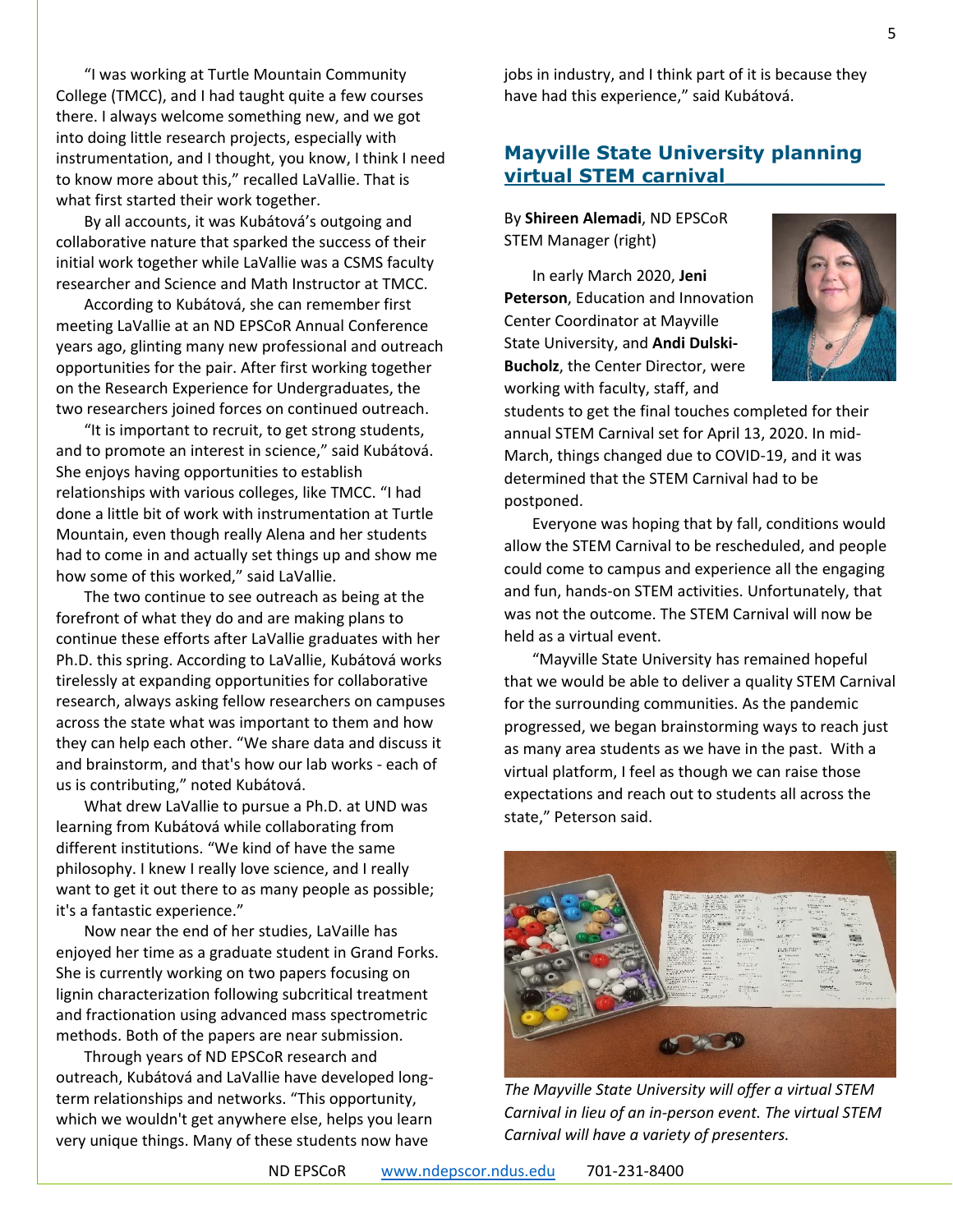"I was working at Turtle Mountain Community College (TMCC), and I had taught quite a few courses there. I always welcome something new, and we got into doing little research projects, especially with instrumentation, and I thought, you know, I think I need to know more about this," recalled LaVallie. That is what first started their work together.

By all accounts, it was Kubátová's outgoing and collaborative nature that sparked the success of their initial work together while LaVallie was a CSMS faculty researcher and Science and Math Instructor at TMCC.

According to Kubátová, she can remember first meeting LaVallie at an ND EPSCoR Annual Conference years ago, glinting many new professional and outreach opportunities for the pair. After first working together on the Research Experience for Undergraduates, the two researchers joined forces on continued outreach.

"It is important to recruit, to get strong students, and to promote an interest in science," said Kubátová. She enjoys having opportunities to establish relationships with various colleges, like TMCC. "I had done a little bit of work with instrumentation at Turtle Mountain, even though really Alena and her students had to come in and actually set things up and show me how some of this worked," said LaVallie.

The two continue to see outreach as being at the forefront of what they do and are making plans to continue these efforts after LaVallie graduates with her Ph.D. this spring. According to LaVallie, Kubátová works tirelessly at expanding opportunities for collaborative research, always asking fellow researchers on campuses across the state what was important to them and how they can help each other. "We share data and discuss it and brainstorm, and that's how our lab works - each of us is contributing," noted Kubátová.

What drew LaVallie to pursue a Ph.D. at UND was learning from Kubátová while collaborating from different institutions. "We kind of have the same philosophy. I knew I really love science, and I really want to get it out there to as many people as possible; it's a fantastic experience."

Now near the end of her studies, LaVaille has enjoyed her time as a graduate student in Grand Forks. She is currently working on two papers focusing on lignin characterization following subcritical treatment and fractionation using advanced mass spectrometric methods. Both of the papers are near submission.

Through years of ND EPSCoR research and outreach, Kubátová and LaVallie have developed long-term relationships and networks. "This opportunity, which we wouldn't get anywhere else, helps you learn very unique things. Many of these students now have jobs in industry, and I think part of it is because they have had this experience," said Kubátová.

## Mayville State University planning virtual STEM carnival

By **Shireen Alemadi**, ND EPSCoR STEM Manager (right)

In early March 2020, **Jeni Peterson**, Education and Innovation Center Coordinator at Mayville State University, and **Andi Dulski-Bucholz**, the Center Director, were working with faculty, staff, and students to get the final touches completed for their annual STEM Carnival set for April 13, 2020. In mid-March, things changed due to COVID-19, and it was determined that the STEM Carnival had to be postponed.

Everyone was hoping that by fall, conditions would allow the STEM Carnival to be rescheduled, and people could come to campus and experience all the engaging and fun, hands-on STEM activities. Unfortunately, that was not the outcome. The STEM Carnival will now be held as a virtual event.

"Mayville State University has remained hopeful that we would be able to deliver a quality STEM Carnival for the surrounding communities. As the pandemic progressed, we began brainstorming ways to reach just as many area students as we have in the past. With a virtual platform, I feel as though we can raise those expectations and reach out to students all across the state," Peterson said.

*The Mayville State University will offer a virtual STEM Carnival in lieu of an in-person event. The virtual STEM Carnival will have a variety of presenters.*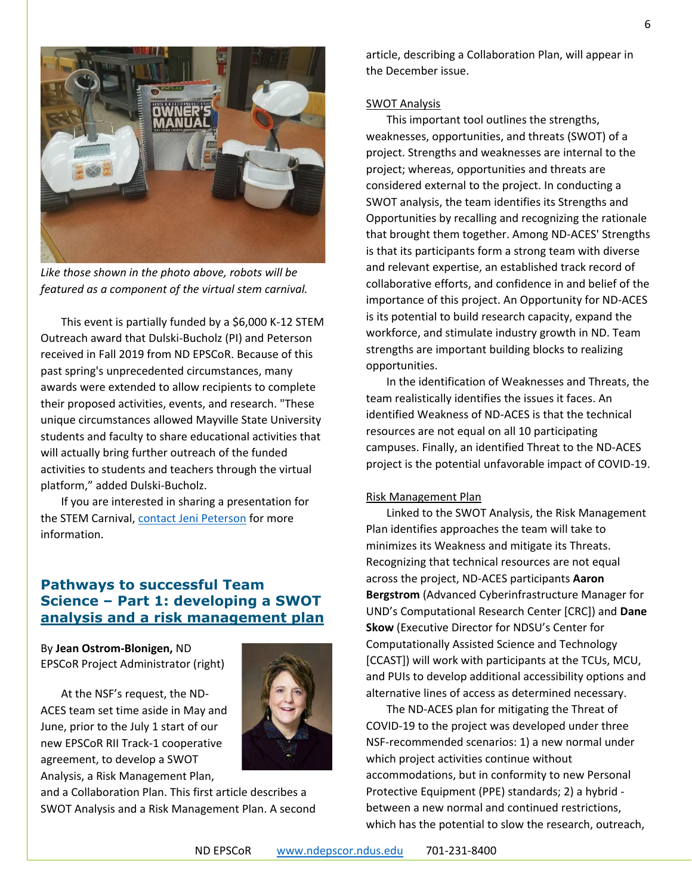*Like those shown in the photo above, robots will be featured as a component of the virtual stem carnival.*

This event is partially funded by a $6,000 K-12 STEM Outreach award that Dulski-Bucholz (PI) and Peterson received in Fall 2019 from ND EPSCoR. Because of this past spring's unprecedented circumstances, many awards were extended to allow recipients to complete their proposed activities, events, and research. "These unique circumstances allowed Mayville State University students and faculty to share educational activities that will actually bring further outreach of the funded activities to students and teachers through the virtual platform," added Dulski-Bucholz.

If you are interested in sharing a presentation for the STEM Carnival, [contact Jeni Peterson] for more information.

## Pathways to successful Team Science – Part 1: developing a SWOT analysis and a risk management plan

By **Jean Ostrom-Blonigen,** ND EPSCoR Project Administrator (right)

At the NSF's request, the ND-ACES team set time aside in May and June, prior to the July 1 start of our new EPSCoR RII Track-1 cooperative agreement, to develop a SWOT Analysis, a Risk Management Plan, and a Collaboration Plan. This first article describes a SWOT Analysis and a Risk Management Plan. A second article, describing a Collaboration Plan, will appear in the December issue.

### SWOT Analysis

This important tool outlines the strengths, weaknesses, opportunities, and threats (SWOT) of a project. Strengths and weaknesses are internal to the project; whereas, opportunities and threats are considered external to the project. In conducting a SWOT analysis, the team identifies its Strengths and Opportunities by recalling and recognizing the rationale that brought them together. Among ND-ACES' Strengths is that its participants form a strong team with diverse and relevant expertise, an established track record of collaborative efforts, and confidence in and belief of the importance of this project. An Opportunity for ND-ACES is its potential to build research capacity, expand the workforce, and stimulate industry growth in ND. Team strengths are important building blocks to realizing opportunities.

In the identification of Weaknesses and Threats, the team realistically identifies the issues it faces. An identified Weakness of ND-ACES is that the technical resources are not equal on all 10 participating campuses. Finally, an identified Threat to the ND-ACES project is the potential unfavorable impact of COVID-19.

### Risk Management Plan

Linked to the SWOT Analysis, the Risk Management Plan identifies approaches the team will take to minimizes its Weakness and mitigate its Threats. Recognizing that technical resources are not equal across the project, ND-ACES participants **Aaron Bergstrom** (Advanced Cyberinfrastructure Manager for UND's Computational Research Center [CRC]) and **Dane Skow** (Executive Director for NDSU's Center for Computationally Assisted Science and Technology [CCAST]) will work with participants at the TCUs, MCU, and PUIs to develop additional accessibility options and alternative lines of access as determined necessary.

The ND-ACES plan for mitigating the Threat of COVID-19 to the project was developed under three NSF-recommended scenarios: 1) a new normal under which project activities continue without accommodations, but in conformity to new Personal Protective Equipment (PPE) standards; 2) a hybrid - between a new normal and continued restrictions, which has the potential to slow the research, outreach,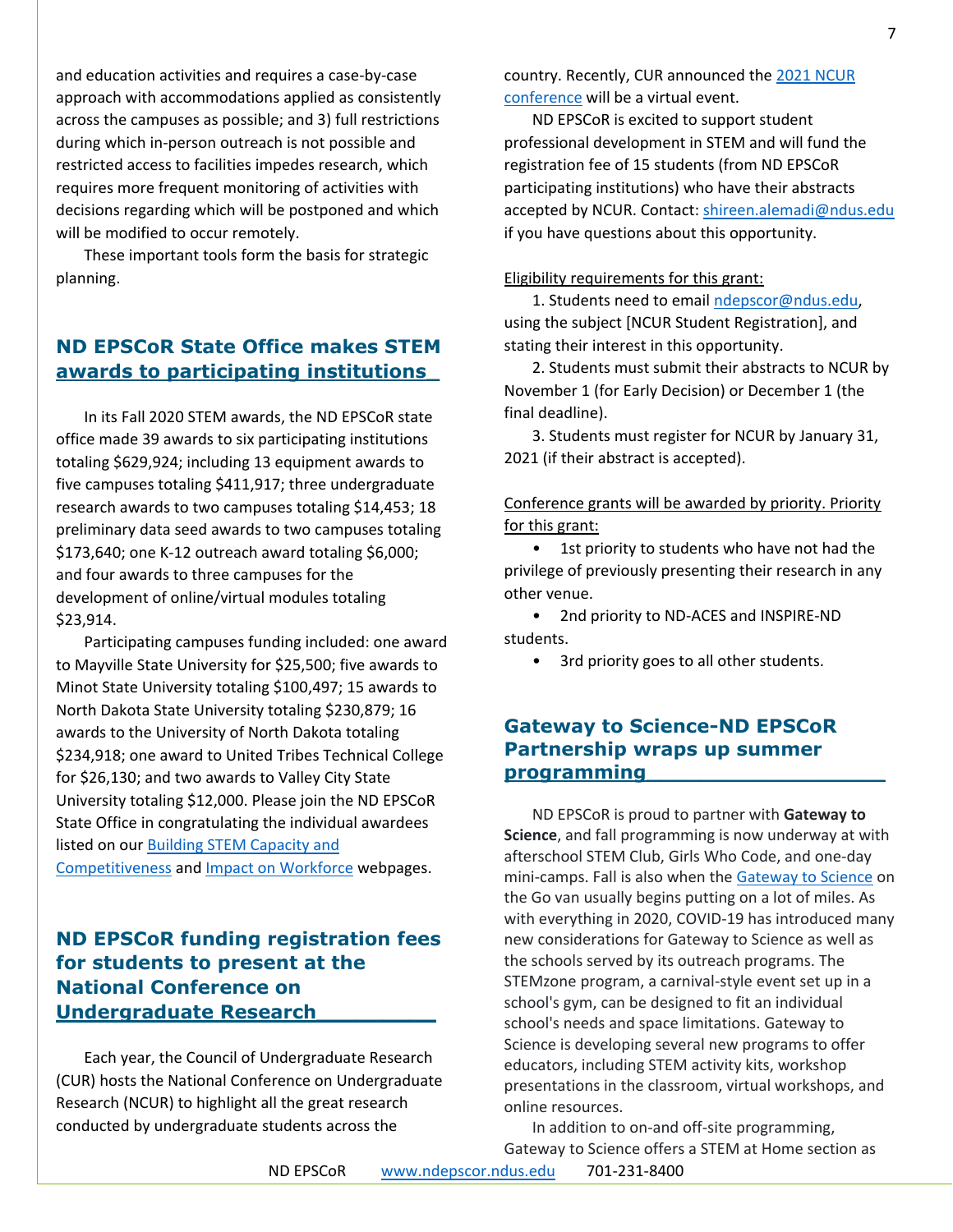and education activities and requires a case-by-case approach with accommodations applied as consistently across the campuses as possible; and 3) full restrictions during which in-person outreach is not possible and restricted access to facilities impedes research, which requires more frequent monitoring of activities with decisions regarding which will be postponed and which will be modified to occur remotely.

These important tools form the basis for strategic planning.

## ND EPSCoR State Office makes STEM awards to participating institutions

In its Fall 2020 STEM awards, the ND EPSCoR state office made 39 awards to six participating institutions totaling $629,924; including 13 equipment awards to five campuses totaling $411,917; three undergraduate research awards to two campuses totaling $14,453; 18 preliminary data seed awards to two campuses totaling $173,640; one K-12 outreach award totaling $6,000; and four awards to three campuses for the development of online/virtual modules totaling $23,914.

Participating campuses funding included: one award to Mayville State University for $25,500; five awards to Minot State University totaling $100,497; 15 awards to North Dakota State University totaling $230,879; 16 awards to the University of North Dakota totaling $234,918; one award to United Tribes Technical College for $26,130; and two awards to Valley City State University totaling $12,000. Please join the ND EPSCoR State Office in congratulating the individual awardees listed on our Building STEM Capacity and Competitiveness and Impact on Workforce webpages.

## ND EPSCoR funding registration fees for students to present at the National Conference on Undergraduate Research

Each year, the Council of Undergraduate Research (CUR) hosts the National Conference on Undergraduate Research (NCUR) to highlight all the great research conducted by undergraduate students across the country. Recently, CUR announced the 2021 NCUR conference will be a virtual event.

ND EPSCoR is excited to support student professional development in STEM and will fund the registration fee of 15 students (from ND EPSCoR participating institutions) who have their abstracts accepted by NCUR. Contact: shireen.alemadi@ndus.edu if you have questions about this opportunity.

Eligibility requirements for this grant:

1. Students need to email ndepscor@ndus.edu, using the subject [NCUR Student Registration], and stating their interest in this opportunity.
2. Students must submit their abstracts to NCUR by November 1 (for Early Decision) or December 1 (the final deadline).
3. Students must register for NCUR by January 31, 2021 (if their abstract is accepted).

Conference grants will be awarded by priority. Priority for this grant:

- 1st priority to students who have not had the privilege of previously presenting their research in any other venue.
- 2nd priority to ND-ACES and INSPIRE-ND students.
- 3rd priority goes to all other students.

## Gateway to Science-ND EPSCoR Partnership wraps up summer programming

ND EPSCoR is proud to partner with **Gateway to Science**, and fall programming is now underway at with afterschool STEM Club, Girls Who Code, and one-day mini-camps. Fall is also when the Gateway to Science on the Go van usually begins putting on a lot of miles. As with everything in 2020, COVID-19 has introduced many new considerations for Gateway to Science as well as the schools served by its outreach programs. The STEMzone program, a carnival-style event set up in a school's gym, can be designed to fit an individual school's needs and space limitations. Gateway to Science is developing several new programs to offer educators, including STEM activity kits, workshop presentations in the classroom, virtual workshops, and online resources.

In addition to on-and off-site programming, Gateway to Science offers a STEM at Home section as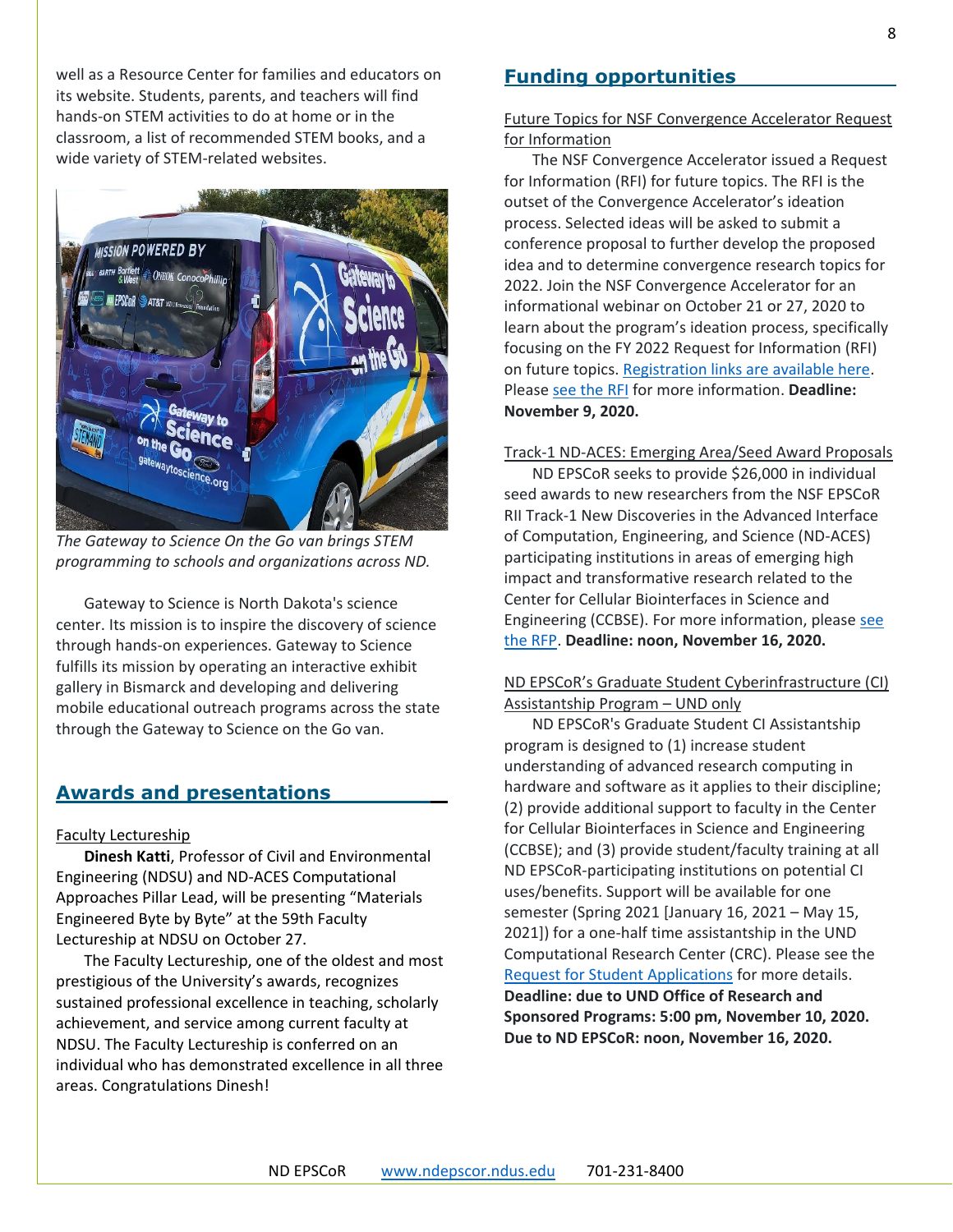well as a Resource Center for families and educators on its website. Students, parents, and teachers will find hands-on STEM activities to do at home or in the classroom, a list of recommended STEM books, and a wide variety of STEM-related websites.

*The Gateway to Science On the Go van brings STEM programming to schools and organizations across ND.*

Gateway to Science is North Dakota's science center. Its mission is to inspire the discovery of science through hands-on experiences. Gateway to Science fulfills its mission by operating an interactive exhibit gallery in Bismarck and developing and delivering mobile educational outreach programs across the state through the Gateway to Science on the Go van.

## Awards and presentations

Faculty Lectureship

**Dinesh Katti**, Professor of Civil and Environmental Engineering (NDSU) and ND-ACES Computational Approaches Pillar Lead, will be presenting "Materials Engineered Byte by Byte" at the 59th Faculty Lectureship at NDSU on October 27.

The Faculty Lectureship, one of the oldest and most prestigious of the University's awards, recognizes sustained professional excellence in teaching, scholarly achievement, and service among current faculty at NDSU. The Faculty Lectureship is conferred on an individual who has demonstrated excellence in all three areas. Congratulations Dinesh!

## Funding opportunities

Future Topics for NSF Convergence Accelerator Request for Information

The NSF Convergence Accelerator issued a Request for Information (RFI) for future topics. The RFI is the outset of the Convergence Accelerator's ideation process. Selected ideas will be asked to submit a conference proposal to further develop the proposed idea and to determine convergence research topics for 2022. Join the NSF Convergence Accelerator for an informational webinar on October 21 or 27, 2020 to learn about the program's ideation process, specifically focusing on the FY 2022 Request for Information (RFI) on future topics. Registration links are available here. Please see the RFI for more information. **Deadline: November 9, 2020.**

Track-1 ND-ACES: Emerging Area/Seed Award Proposals

ND EPSCoR seeks to provide $26,000 in individual seed awards to new researchers from the NSF EPSCoR RII Track-1 New Discoveries in the Advanced Interface of Computation, Engineering, and Science (ND-ACES) participating institutions in areas of emerging high impact and transformative research related to the Center for Cellular Biointerfaces in Science and Engineering (CCBSE). For more information, please see the RFP. **Deadline: noon, November 16, 2020.**

ND EPSCoR's Graduate Student Cyberinfrastructure (CI) Assistantship Program – UND only

ND EPSCoR's Graduate Student CI Assistantship program is designed to (1) increase student understanding of advanced research computing in hardware and software as it applies to their discipline; (2) provide additional support to faculty in the Center for Cellular Biointerfaces in Science and Engineering (CCBSE); and (3) provide student/faculty training at all ND EPSCoR-participating institutions on potential CI uses/benefits. Support will be available for one semester (Spring 2021 [January 16, 2021 – May 15, 2021]) for a one-half time assistantship in the UND Computational Research Center (CRC). Please see the Request for Student Applications for more details. **Deadline: due to UND Office of Research and Sponsored Programs: 5:00 pm, November 10, 2020. Due to ND EPSCoR: noon, November 16, 2020.**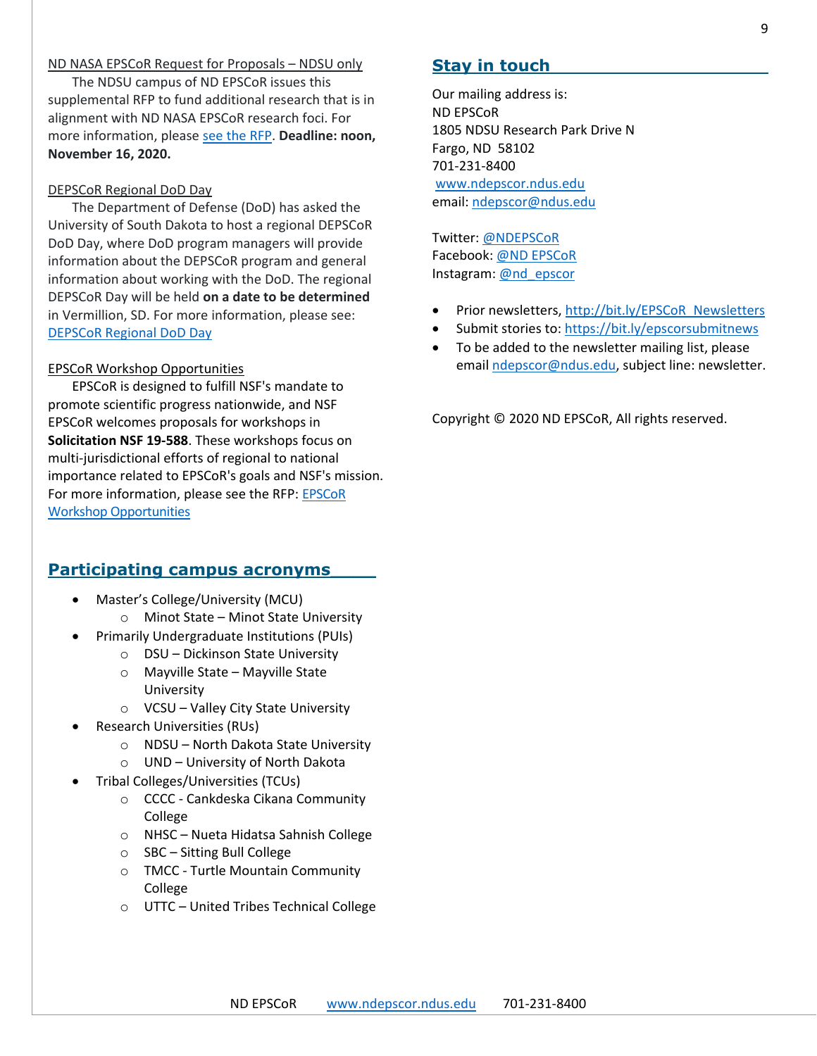ND NASA EPSCoR Request for Proposals – NDSU only

The NDSU campus of ND EPSCoR issues this supplemental RFP to fund additional research that is in alignment with ND NASA EPSCoR research foci. For more information, please see the RFP. **Deadline: noon, November 16, 2020.**

DEPSCoR Regional DoD Day

The Department of Defense (DoD) has asked the University of South Dakota to host a regional DEPSCoR DoD Day, where DoD program managers will provide information about the DEPSCoR program and general information about working with the DoD. The regional DEPSCoR Day will be held **on a date to be determined** in Vermillion, SD. For more information, please see: DEPSCoR Regional DoD Day

EPSCoR Workshop Opportunities

EPSCoR is designed to fulfill NSF's mandate to promote scientific progress nationwide, and NSF EPSCoR welcomes proposals for workshops in **Solicitation NSF 19-588**. These workshops focus on multi-jurisdictional efforts of regional to national importance related to EPSCoR's goals and NSF's mission. For more information, please see the RFP: EPSCoR Workshop Opportunities

## Participating campus acronyms

- Master's College/University (MCU)
  - Minot State – Minot State University
- Primarily Undergraduate Institutions (PUIs)
  - DSU – Dickinson State University
  - Mayville State – Mayville State University
  - VCSU – Valley City State University
- Research Universities (RUs)
  - NDSU – North Dakota State University
  - UND – University of North Dakota
- Tribal Colleges/Universities (TCUs)
  - CCCC - Cankdeska Cikana Community College
  - NHSC – Nueta Hidatsa Sahnish College
  - SBC – Sitting Bull College
  - TMCC - Turtle Mountain Community College
  - UTTC – United Tribes Technical College

## Stay in touch

Our mailing address is:
ND EPSCoR
1805 NDSU Research Park Drive N
Fargo, ND 58102
701-231-8400
www.ndepscor.ndus.edu
email: ndepscor@ndus.edu

Twitter: @NDEPSCoR
Facebook: @ND EPSCoR
Instagram: @nd_epscor

- Prior newsletters, http://bit.ly/EPSCoR_Newsletters
- Submit stories to: https://bit.ly/epscorsubmitnews
- To be added to the newsletter mailing list, please email ndepscor@ndus.edu, subject line: newsletter.

Copyright © 2020 ND EPSCoR, All rights reserved.